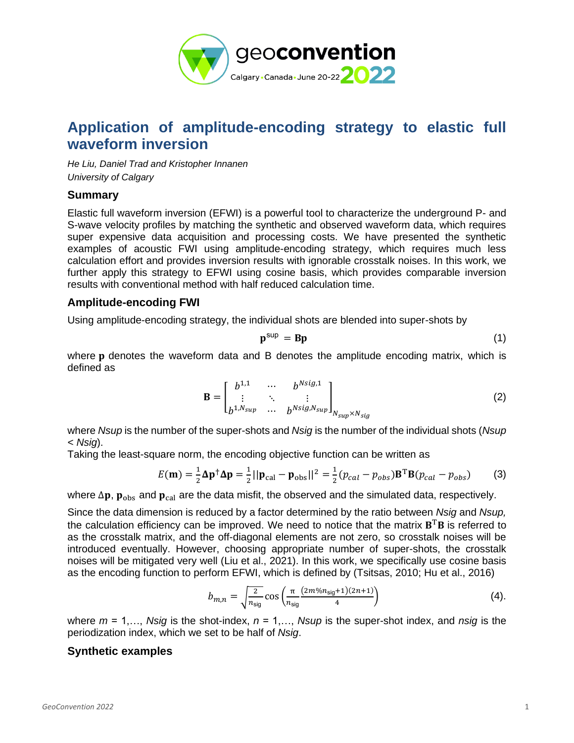# Application of amplitude-encoding strategy to elastic full waveform inversion

*He Liu, Daniel Trad and Kristopher Innanen*
*University of Calgary*

## Summary

Elastic full waveform inversion (EFWI) is a powerful tool to characterize the underground P- and S-wave velocity profiles by matching the synthetic and observed waveform data, which requires super expensive data acquisition and processing costs. We have presented the synthetic examples of acoustic FWI using amplitude-encoding strategy, which requires much less calculation effort and provides inversion results with ignorable crosstalk noises. In this work, we further apply this strategy to EFWI using cosine basis, which provides comparable inversion results with conventional method with half reduced calculation time.

## Amplitude-encoding FWI

Using amplitude-encoding strategy, the individual shots are blended into super-shots by

$$\mathbf{p}^{\text{sup}} = \mathbf{B}\mathbf{p} \tag{1}$$

where $\mathbf{p}$ denotes the waveform data and B denotes the amplitude encoding matrix, which is defined as

$$\mathbf{B} = \begin{bmatrix} b^{1,1} & \cdots & b^{Nsig,1} \\ \vdots & \ddots & \vdots \\ b^{1,N_{sup}} & \cdots & b^{Nsig,N_{sup}} \end{bmatrix}_{N_{sup} \times N_{sig}} \tag{2}$$

where *Nsup* is the number of the super-shots and *Nsig* is the number of the individual shots (*Nsup* < *Nsig*).
Taking the least-square norm, the encoding objective function can be written as

$$E(\mathbf{m}) = \frac{1}{2}\Delta\mathbf{p}^{\dagger}\Delta\mathbf{p} = \frac{1}{2}||\mathbf{p}_{\text{cal}} - \mathbf{p}_{\text{obs}}||^2 = \frac{1}{2}(p_{cal} - p_{obs})\mathbf{B}^{\text{T}}\mathbf{B}(p_{cal} - p_{obs}) \tag{3}$$

where $\Delta\mathbf{p}$, $\mathbf{p}_{\text{obs}}$ and $\mathbf{p}_{\text{cal}}$ are the data misfit, the observed and the simulated data, respectively.

Since the data dimension is reduced by a factor determined by the ratio between *Nsig* and *Nsup,* the calculation efficiency can be improved. We need to notice that the matrix $\mathbf{B}^{\text{T}}\mathbf{B}$ is referred to as the crosstalk matrix, and the off-diagonal elements are not zero, so crosstalk noises will be introduced eventually. However, choosing appropriate number of super-shots, the crosstalk noises will be mitigated very well (Liu et al., 2021). In this work, we specifically use cosine basis as the encoding function to perform EFWI, which is defined by (Tsitsas, 2010; Hu et al., 2016)

$$b_{m,n} = \sqrt{\frac{2}{n_{\text{sig}}}} \cos\left(\frac{\pi}{n_{\text{sig}}} \frac{(2m\%n_{\text{sig}}+1)(2n+1)}{4}\right) \tag{4}.$$

where $m$ = 1,…, *Nsig* is the shot-index, $n$ = 1,…, *Nsup* is the super-shot index, and *nsig* is the periodization index, which we set to be half of *Nsig*.

## Synthetic examples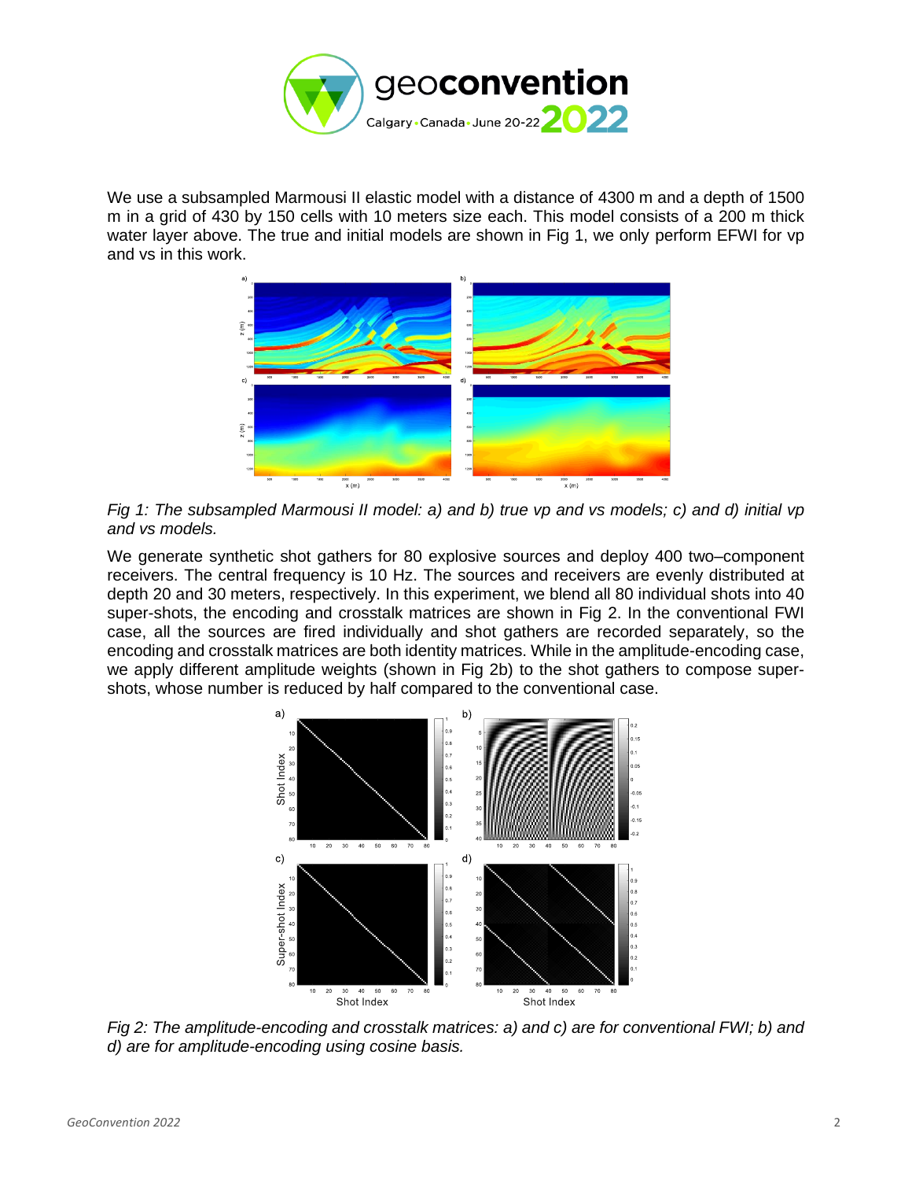We use a subsampled Marmousi II elastic model with a distance of 4300 m and a depth of 1500 m in a grid of 430 by 150 cells with 10 meters size each. This model consists of a 200 m thick water layer above. The true and initial models are shown in Fig 1, we only perform EFWI for vp and vs in this work.

*Fig 1: The subsampled Marmousi II model: a) and b) true vp and vs models; c) and d) initial vp and vs models.*

We generate synthetic shot gathers for 80 explosive sources and deploy 400 two–component receivers. The central frequency is 10 Hz. The sources and receivers are evenly distributed at depth 20 and 30 meters, respectively. In this experiment, we blend all 80 individual shots into 40 super-shots, the encoding and crosstalk matrices are shown in Fig 2. In the conventional FWI case, all the sources are fired individually and shot gathers are recorded separately, so the encoding and crosstalk matrices are both identity matrices. While in the amplitude-encoding case, we apply different amplitude weights (shown in Fig 2b) to the shot gathers to compose super-shots, whose number is reduced by half compared to the conventional case.

*Fig 2: The amplitude-encoding and crosstalk matrices: a) and c) are for conventional FWI; b) and d) are for amplitude-encoding using cosine basis.*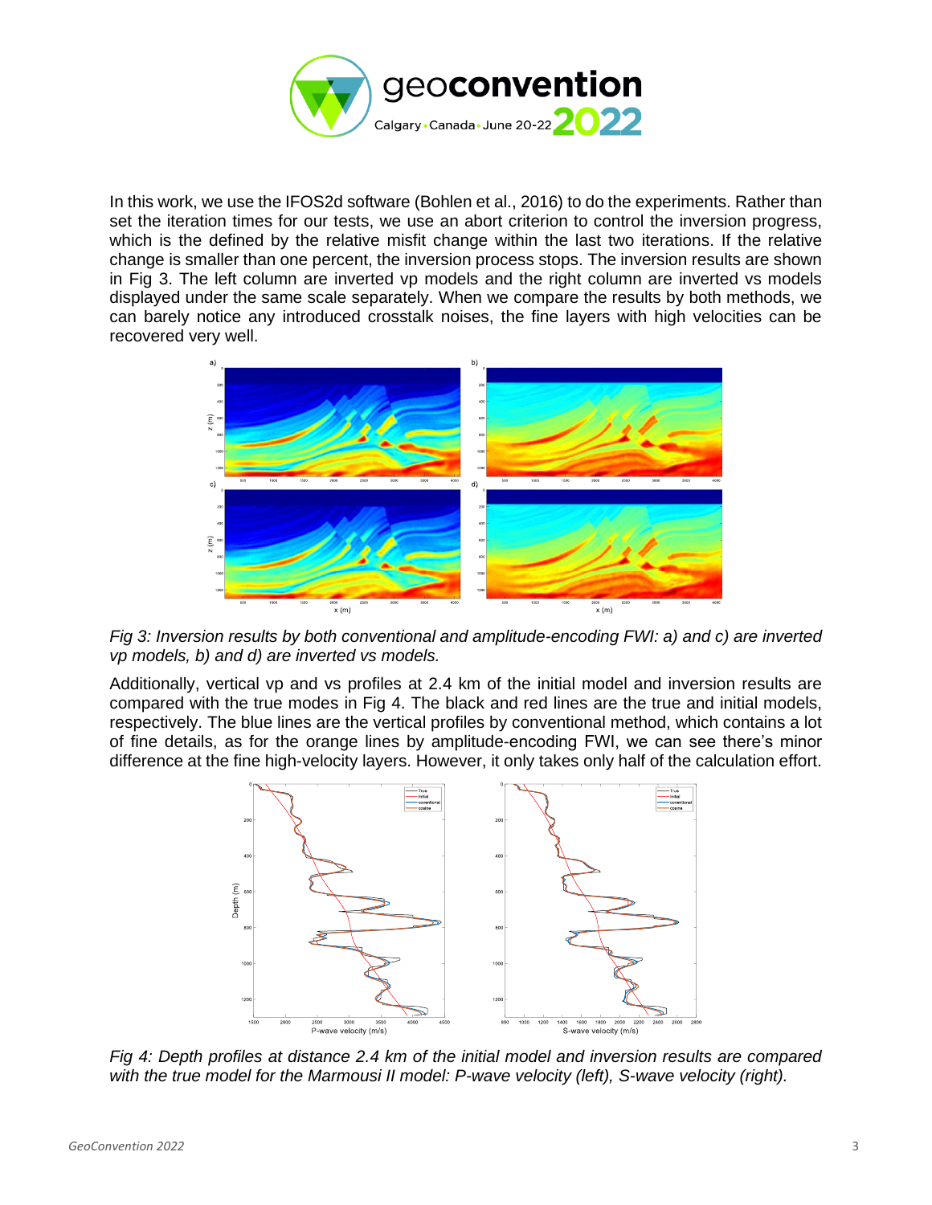In this work, we use the IFOS2d software (Bohlen et al., 2016) to do the experiments. Rather than set the iteration times for our tests, we use an abort criterion to control the inversion progress, which is the defined by the relative misfit change within the last two iterations. If the relative change is smaller than one percent, the inversion process stops. The inversion results are shown in Fig 3. The left column are inverted vp models and the right column are inverted vs models displayed under the same scale separately. When we compare the results by both methods, we can barely notice any introduced crosstalk noises, the fine layers with high velocities can be recovered very well.

*Fig 3: Inversion results by both conventional and amplitude-encoding FWI: a) and c) are inverted vp models, b) and d) are inverted vs models.*

Additionally, vertical vp and vs profiles at 2.4 km of the initial model and inversion results are compared with the true modes in Fig 4. The black and red lines are the true and initial models, respectively. The blue lines are the vertical profiles by conventional method, which contains a lot of fine details, as for the orange lines by amplitude-encoding FWI, we can see there's minor difference at the fine high-velocity layers. However, it only takes only half of the calculation effort.

*Fig 4: Depth profiles at distance 2.4 km of the initial model and inversion results are compared with the true model for the Marmousi II model: P-wave velocity (left), S-wave velocity (right).*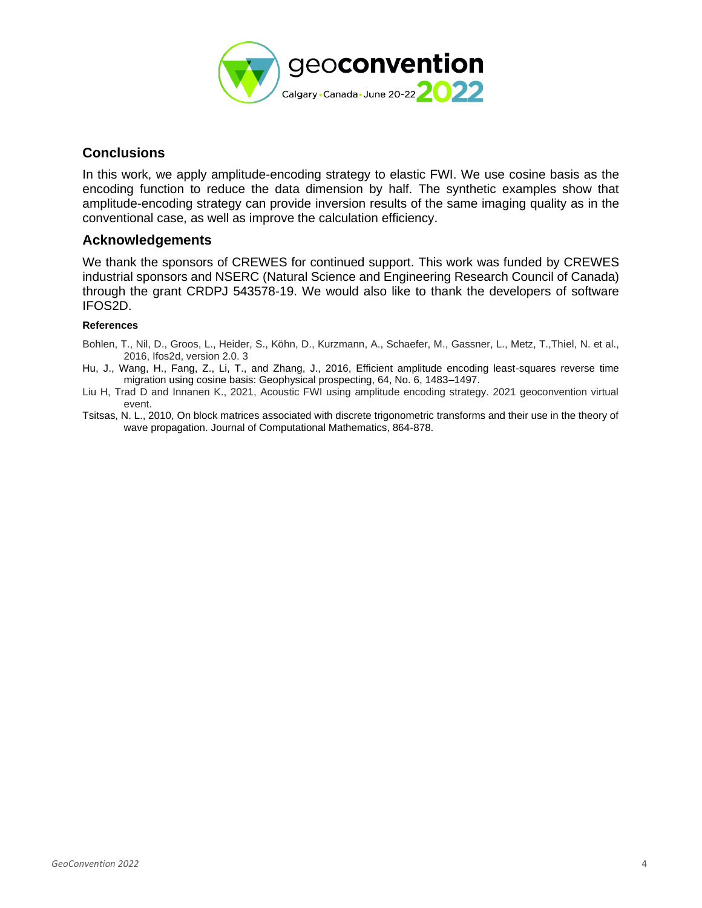## Conclusions

In this work, we apply amplitude-encoding strategy to elastic FWI. We use cosine basis as the encoding function to reduce the data dimension by half. The synthetic examples show that amplitude-encoding strategy can provide inversion results of the same imaging quality as in the conventional case, as well as improve the calculation efficiency.

## Acknowledgements

We thank the sponsors of CREWES for continued support. This work was funded by CREWES industrial sponsors and NSERC (Natural Science and Engineering Research Council of Canada) through the grant CRDPJ 543578-19. We would also like to thank the developers of software IFOS2D.

### References

Bohlen, T., Nil, D., Groos, L., Heider, S., Köhn, D., Kurzmann, A., Schaefer, M., Gassner, L., Metz, T.,Thiel, N. et al., 2016, Ifos2d, version 2.0. 3

Hu, J., Wang, H., Fang, Z., Li, T., and Zhang, J., 2016, Efficient amplitude encoding least-squares reverse time migration using cosine basis: Geophysical prospecting, 64, No. 6, 1483–1497.

Liu H, Trad D and Innanen K., 2021, Acoustic FWI using amplitude encoding strategy. 2021 geoconvention virtual event.

Tsitsas, N. L., 2010, On block matrices associated with discrete trigonometric transforms and their use in the theory of wave propagation. Journal of Computational Mathematics, 864-878.